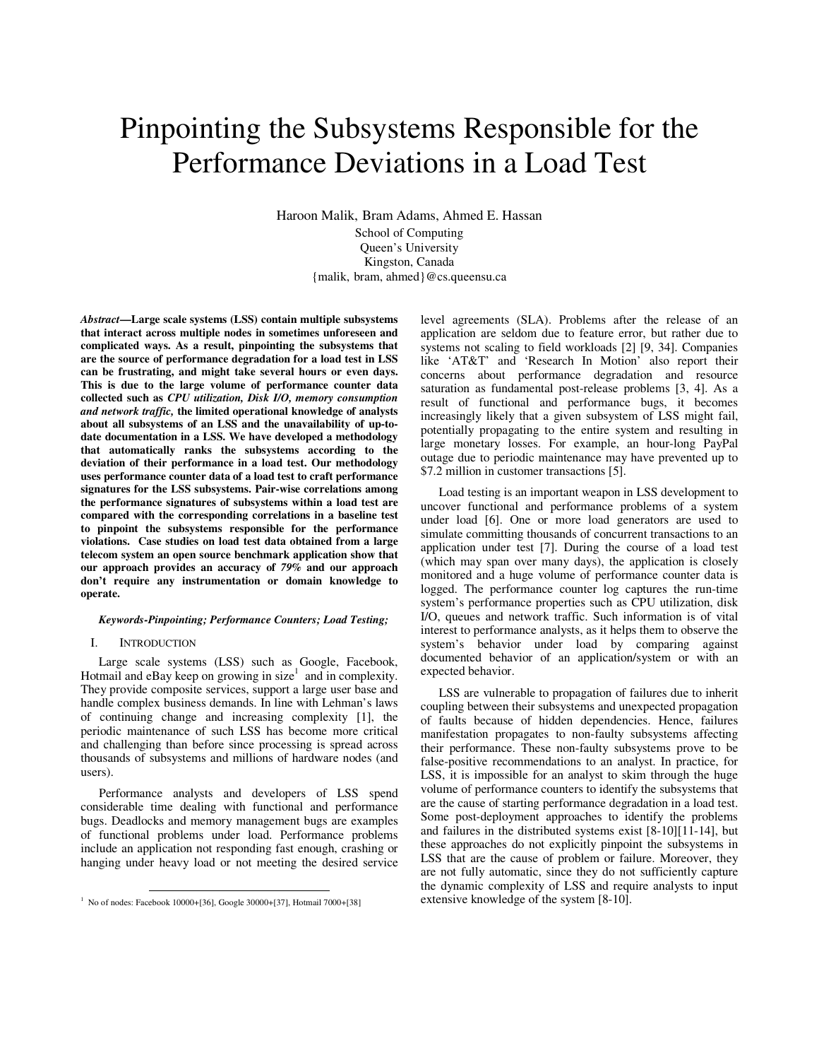# Pinpointing the Subsystems Responsible for the Performance Deviations in a Load Test

Haroon Malik, Bram Adams, Ahmed E. Hassan
School of Computing
Queen's University
Kingston, Canada
{malik, bram, ahmed}@cs.queensu.ca

***Abstract*—Large scale systems (LSS) contain multiple subsystems that interact across multiple nodes in sometimes unforeseen and complicated ways. As a result, pinpointing the subsystems that are the source of performance degradation for a load test in LSS can be frustrating, and might take several hours or even days. This is due to the large volume of performance counter data collected such as *CPU utilization, Disk I/O, memory consumption and network traffic,* the limited operational knowledge of analysts about all subsystems of an LSS and the unavailability of up-to-date documentation in a LSS. We have developed a methodology that automatically ranks the subsystems according to the deviation of their performance in a load test. Our methodology uses performance counter data of a load test to craft performance signatures for the LSS subsystems. Pair-wise correlations among the performance signatures of subsystems within a load test are compared with the corresponding correlations in a baseline test to pinpoint the subsystems responsible for the performance violations. Case studies on load test data obtained from a large telecom system an open source benchmark application show that our approach provides an accuracy of *79%* and our approach don't require any instrumentation or domain knowledge to operate.**

***Keywords-Pinpointing; Performance Counters; Load Testing;***

## I. Introduction

Large scale systems (LSS) such as Google, Facebook, Hotmail and eBay keep on growing in size[1] and in complexity. They provide composite services, support a large user base and handle complex business demands. In line with Lehman's laws of continuing change and increasing complexity [1], the periodic maintenance of such LSS has become more critical and challenging than before since processing is spread across thousands of subsystems and millions of hardware nodes (and users).

Performance analysts and developers of LSS spend considerable time dealing with functional and performance bugs. Deadlocks and memory management bugs are examples of functional problems under load. Performance problems include an application not responding fast enough, crashing or hanging under heavy load or not meeting the desired service level agreements (SLA). Problems after the release of an application are seldom due to feature error, but rather due to systems not scaling to field workloads [2] [9, 34]. Companies like 'AT&T' and 'Research In Motion' also report their concerns about performance degradation and resource saturation as fundamental post-release problems [3, 4]. As a result of functional and performance bugs, it becomes increasingly likely that a given subsystem of LSS might fail, potentially propagating to the entire system and resulting in large monetary losses. For example, an hour-long PayPal outage due to periodic maintenance may have prevented up to $7.2 million in customer transactions [5].

Load testing is an important weapon in LSS development to uncover functional and performance problems of a system under load [6]. One or more load generators are used to simulate committing thousands of concurrent transactions to an application under test [7]. During the course of a load test (which may span over many days), the application is closely monitored and a huge volume of performance counter data is logged. The performance counter log captures the run-time system's performance properties such as CPU utilization, disk I/O, queues and network traffic. Such information is of vital interest to performance analysts, as it helps them to observe the system's behavior under load by comparing against documented behavior of an application/system or with an expected behavior.

LSS are vulnerable to propagation of failures due to inherit coupling between their subsystems and unexpected propagation of faults because of hidden dependencies. Hence, failures manifestation propagates to non-faulty subsystems affecting their performance. These non-faulty subsystems prove to be false-positive recommendations to an analyst. In practice, for LSS, it is impossible for an analyst to skim through the huge volume of performance counters to identify the subsystems that are the cause of starting performance degradation in a load test. Some post-deployment approaches to identify the problems and failures in the distributed systems exist [8-10][11-14], but these approaches do not explicitly pinpoint the subsystems in LSS that are the cause of problem or failure. Moreover, they are not fully automatic, since they do not sufficiently capture the dynamic complexity of LSS and require analysts to input extensive knowledge of the system [8-10].

[1] No of nodes: Facebook 10000+[36], Google 30000+[37], Hotmail 7000+[38]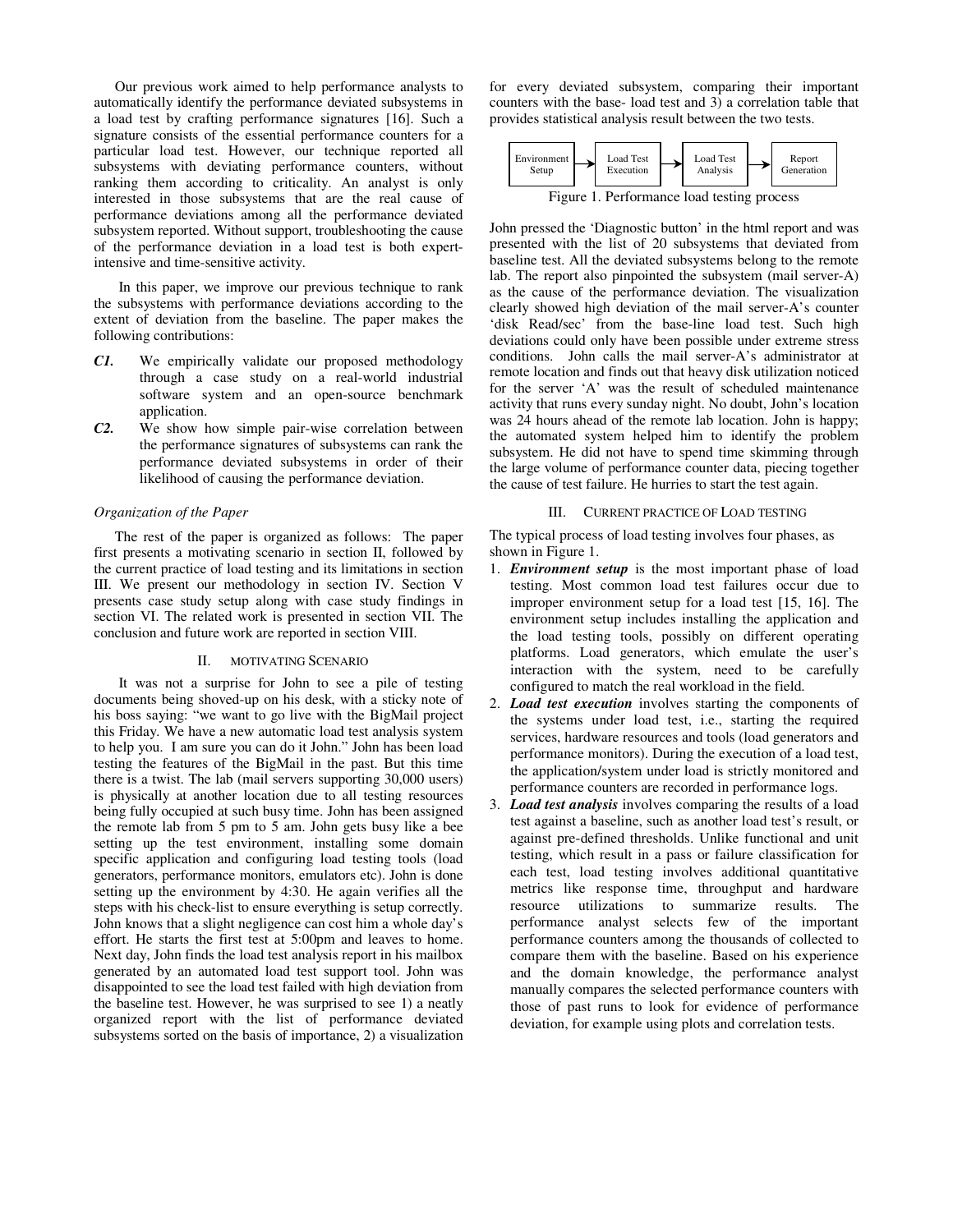Our previous work aimed to help performance analysts to automatically identify the performance deviated subsystems in a load test by crafting performance signatures [16]. Such a signature consists of the essential performance counters for a particular load test. However, our technique reported all subsystems with deviating performance counters, without ranking them according to criticality. An analyst is only interested in those subsystems that are the real cause of performance deviations among all the performance deviated subsystem reported. Without support, troubleshooting the cause of the performance deviation in a load test is both expert-intensive and time-sensitive activity.

In this paper, we improve our previous technique to rank the subsystems with performance deviations according to the extent of deviation from the baseline. The paper makes the following contributions:

- ***C1.*** We empirically validate our proposed methodology through a case study on a real-world industrial software system and an open-source benchmark application.
- ***C2.*** We show how simple pair-wise correlation between the performance signatures of subsystems can rank the performance deviated subsystems in order of their likelihood of causing the performance deviation.

*Organization of the Paper*

The rest of the paper is organized as follows: The paper first presents a motivating scenario in section II, followed by the current practice of load testing and its limitations in section III. We present our methodology in section IV. Section V presents case study setup along with case study findings in section VI. The related work is presented in section VII. The conclusion and future work are reported in section VIII.

## II. MOTIVATING SCENARIO

It was not a surprise for John to see a pile of testing documents being shoved-up on his desk, with a sticky note of his boss saying: "we want to go live with the BigMail project this Friday. We have a new automatic load test analysis system to help you. I am sure you can do it John." John has been load testing the features of the BigMail in the past. But this time there is a twist. The lab (mail servers supporting 30,000 users) is physically at another location due to all testing resources being fully occupied at such busy time. John has been assigned the remote lab from 5 pm to 5 am. John gets busy like a bee setting up the test environment, installing some domain specific application and configuring load testing tools (load generators, performance monitors, emulators etc). John is done setting up the environment by 4:30. He again verifies all the steps with his check-list to ensure everything is setup correctly. John knows that a slight negligence can cost him a whole day's effort. He starts the first test at 5:00pm and leaves to home. Next day, John finds the load test analysis report in his mailbox generated by an automated load test support tool. John was disappointed to see the load test failed with high deviation from the baseline test. However, he was surprised to see 1) a neatly organized report with the list of performance deviated subsystems sorted on the basis of importance, 2) a visualization for every deviated subsystem, comparing their important counters with the base- load test and 3) a correlation table that provides statistical analysis result between the two tests.

Environment Setup → Load Test Execution → Load Test Analysis → Report Generation

Figure 1. Performance load testing process

John pressed the 'Diagnostic button' in the html report and was presented with the list of 20 subsystems that deviated from baseline test. All the deviated subsystems belong to the remote lab. The report also pinpointed the subsystem (mail server-A) as the cause of the performance deviation. The visualization clearly showed high deviation of the mail server-A's counter 'disk Read/sec' from the base-line load test. Such high deviations could only have been possible under extreme stress conditions. John calls the mail server-A's administrator at remote location and finds out that heavy disk utilization noticed for the server 'A' was the result of scheduled maintenance activity that runs every sunday night. No doubt, John's location was 24 hours ahead of the remote lab location. John is happy; the automated system helped him to identify the problem subsystem. He did not have to spend time skimming through the large volume of performance counter data, piecing together the cause of test failure. He hurries to start the test again.

## III. CURRENT PRACTICE OF LOAD TESTING

The typical process of load testing involves four phases, as shown in Figure 1.

1. ***Environment setup*** is the most important phase of load testing. Most common load test failures occur due to improper environment setup for a load test [15, 16]. The environment setup includes installing the application and the load testing tools, possibly on different operating platforms. Load generators, which emulate the user's interaction with the system, need to be carefully configured to match the real workload in the field.
2. ***Load test execution*** involves starting the components of the systems under load test, i.e., starting the required services, hardware resources and tools (load generators and performance monitors). During the execution of a load test, the application/system under load is strictly monitored and performance counters are recorded in performance logs.
3. ***Load test analysis*** involves comparing the results of a load test against a baseline, such as another load test's result, or against pre-defined thresholds. Unlike functional and unit testing, which result in a pass or failure classification for each test, load testing involves additional quantitative metrics like response time, throughput and hardware resource utilizations to summarize results. The performance analyst selects few of the important performance counters among the thousands of collected to compare them with the baseline. Based on his experience and the domain knowledge, the performance analyst manually compares the selected performance counters with those of past runs to look for evidence of performance deviation, for example using plots and correlation tests.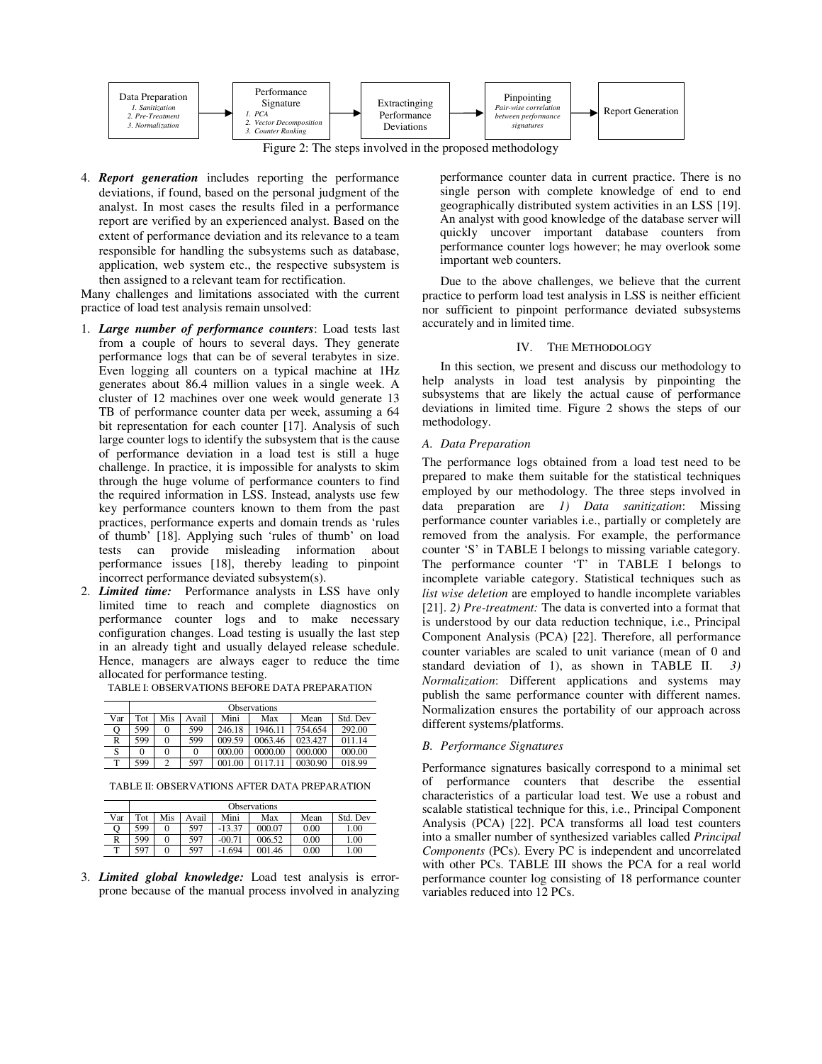Data Preparation: 1. Sanitization, 2. Pre-Treatment, 3. Normalization → Performance Signature: 1. PCA, 2. Vector Decomposition, 3. Counter Ranking → Extractinging Performance Deviations → Pinpointing: Pair-wise correlation between performance signatures → Report Generation

Figure 2: The steps involved in the proposed methodology

4. ***Report generation*** includes reporting the performance deviations, if found, based on the personal judgment of the analyst. In most cases the results filed in a performance report are verified by an experienced analyst. Based on the extent of performance deviation and its relevance to a team responsible for handling the subsystems such as database, application, web system etc., the respective subsystem is then assigned to a relevant team for rectification.

Many challenges and limitations associated with the current practice of load test analysis remain unsolved:

1. ***Large number of performance counters***: Load tests last from a couple of hours to several days. They generate performance logs that can be of several terabytes in size. Even logging all counters on a typical machine at 1Hz generates about 86.4 million values in a single week. A cluster of 12 machines over one week would generate 13 TB of performance counter data per week, assuming a 64 bit representation for each counter [17]. Analysis of such large counter logs to identify the subsystem that is the cause of performance deviation in a load test is still a huge challenge. In practice, it is impossible for analysts to skim through the huge volume of performance counters to find the required information in LSS. Instead, analysts use few key performance counters known to them from the past practices, performance experts and domain trends as 'rules of thumb' [18]. Applying such 'rules of thumb' on load tests can provide misleading information about performance issues [18], thereby leading to pinpoint incorrect performance deviated subsystem(s).
2. ***Limited time:*** Performance analysts in LSS have only limited time to reach and complete diagnostics on performance counter logs and to make necessary configuration changes. Load testing is usually the last step in an already tight and usually delayed release schedule. Hence, managers are always eager to reduce the time allocated for performance testing.

TABLE I: OBSERVATIONS BEFORE DATA PREPARATION

| | Observations | | | | | | |
|---|---|---|---|---|---|---|---|
| Var | Tot | Mis | Avail | Mini | Max | Mean | Std. Dev |
| Q | 599 | 0 | 599 | 246.18 | 1946.11 | 754.654 | 292.00 |
| R | 599 | 0 | 599 | 009.59 | 0063.46 | 023.427 | 011.14 |
| S | 0 | 0 | 0 | 000.00 | 0000.00 | 000.000 | 000.00 |
| T | 599 | 2 | 597 | 001.00 | 0117.11 | 0030.90 | 018.99 |

TABLE II: OBSERVATIONS AFTER DATA PREPARATION

| | Observations | | | | | | |
|---|---|---|---|---|---|---|---|
| Var | Tot | Mis | Avail | Mini | Max | Mean | Std. Dev |
| Q | 599 | 0 | 597 | -13.37 | 000.07 | 0.00 | 1.00 |
| R | 599 | 0 | 597 | -00.71 | 006.52 | 0.00 | 1.00 |
| T | 597 | 0 | 597 | -1.694 | 001.46 | 0.00 | 1.00 |

3. ***Limited global knowledge:*** Load test analysis is error-prone because of the manual process involved in analyzing performance counter data in current practice. There is no single person with complete knowledge of end to end geographically distributed system activities in an LSS [19]. An analyst with good knowledge of the database server will quickly uncover important database counters from performance counter logs however; he may overlook some important web counters.

Due to the above challenges, we believe that the current practice to perform load test analysis in LSS is neither efficient nor sufficient to pinpoint performance deviated subsystems accurately and in limited time.

## IV. THE METHODOLOGY

In this section, we present and discuss our methodology to help analysts in load test analysis by pinpointing the subsystems that are likely the actual cause of performance deviations in limited time. Figure 2 shows the steps of our methodology.

### A. Data Preparation

The performance logs obtained from a load test need to be prepared to make them suitable for the statistical techniques employed by our methodology. The three steps involved in data preparation are *1) Data sanitization*: Missing performance counter variables i.e., partially or completely are removed from the analysis. For example, the performance counter 'S' in TABLE I belongs to missing variable category. The performance counter 'T' in TABLE I belongs to incomplete variable category. Statistical techniques such as *list wise deletion* are employed to handle incomplete variables [21]. *2) Pre-treatment:* The data is converted into a format that is understood by our data reduction technique, i.e., Principal Component Analysis (PCA) [22]. Therefore, all performance counter variables are scaled to unit variance (mean of 0 and standard deviation of 1), as shown in TABLE II. *3) Normalization*: Different applications and systems may publish the same performance counter with different names. Normalization ensures the portability of our approach across different systems/platforms.

### B. Performance Signatures

Performance signatures basically correspond to a minimal set of performance counters that describe the essential characteristics of a particular load test. We use a robust and scalable statistical technique for this, i.e., Principal Component Analysis (PCA) [22]. PCA transforms all load test counters into a smaller number of synthesized variables called *Principal Components* (PCs). Every PC is independent and uncorrelated with other PCs. TABLE III shows the PCA for a real world performance counter log consisting of 18 performance counter variables reduced into 12 PCs.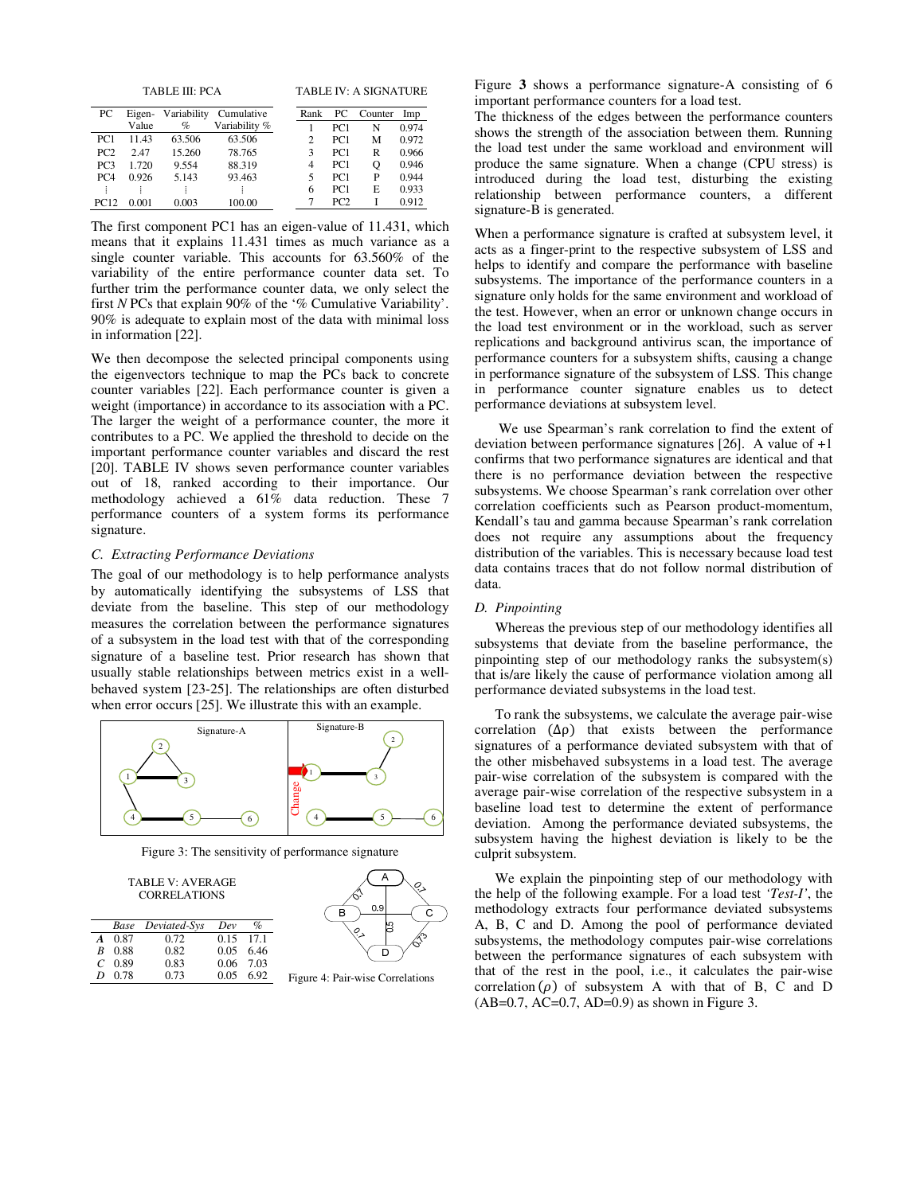TABLE III: PCA

| PC | Eigen-Value | Variability % | Cumulative Variability % |
|---|---|---|---|
| PC1 | 11.43 | 63.506 | 63.506 |
| PC2 | 2.47 | 15.260 | 78.765 |
| PC3 | 1.720 | 9.554 | 88.319 |
| PC4 | 0.926 | 5.143 | 93.463 |
| ⋮ | ⋮ | ⋮ | ⋮ |
| PC12 | 0.001 | 0.003 | 100.00 |

TABLE IV: A SIGNATURE

| Rank | PC | Counter | Imp |
|---|---|---|---|
| 1 | PC1 | N | 0.974 |
| 2 | PC1 | M | 0.972 |
| 3 | PC1 | R | 0.966 |
| 4 | PC1 | Q | 0.946 |
| 5 | PC1 | P | 0.944 |
| 6 | PC1 | E | 0.933 |
| 7 | PC2 | I | 0.912 |

The first component PC1 has an eigen-value of 11.431, which means that it explains 11.431 times as much variance as a single counter variable. This accounts for 63.560% of the variability of the entire performance counter data set. To further trim the performance counter data, we only select the first *N* PCs that explain 90% of the '% Cumulative Variability'. 90% is adequate to explain most of the data with minimal loss in information [22].

We then decompose the selected principal components using the eigenvectors technique to map the PCs back to concrete counter variables [22]. Each performance counter is given a weight (importance) in accordance to its association with a PC. The larger the weight of a performance counter, the more it contributes to a PC. We applied the threshold to decide on the important performance counter variables and discard the rest [20]. TABLE IV shows seven performance counter variables out of 18, ranked according to their importance. Our methodology achieved a 61% data reduction. These 7 performance counters of a system forms its performance signature.

### *C. Extracting Performance Deviations*

The goal of our methodology is to help performance analysts by automatically identifying the subsystems of LSS that deviate from the baseline. This step of our methodology measures the correlation between the performance signatures of a subsystem in the load test with that of the corresponding signature of a baseline test. Prior research has shown that usually stable relationships between metrics exist in a well-behaved system [23-25]. The relationships are often disturbed when error occurs [25]. We illustrate this with an example.

Figure 3: The sensitivity of performance signature

TABLE V: AVERAGE CORRELATIONS

| | *Base* | *Deviated-Sys* | *Dev* | *%* |
|---|---|---|---|---|
| *A* | 0.87 | 0.72 | 0.15 | 17.1 |
| *B* | 0.88 | 0.82 | 0.05 | 6.46 |
| *C* | 0.89 | 0.83 | 0.06 | 7.03 |
| *D* | 0.78 | 0.73 | 0.05 | 6.92 |

Figure 4: Pair-wise Correlations

Figure **3** shows a performance signature-A consisting of 6 important performance counters for a load test.
The thickness of the edges between the performance counters shows the strength of the association between them. Running the load test under the same workload and environment will produce the same signature. When a change (CPU stress) is introduced during the load test, disturbing the existing relationship between performance counters, a different signature-B is generated.

When a performance signature is crafted at subsystem level, it acts as a finger-print to the respective subsystem of LSS and helps to identify and compare the performance with baseline subsystems. The importance of the performance counters in a signature only holds for the same environment and workload of the test. However, when an error or unknown change occurs in the load test environment or in the workload, such as server replications and background antivirus scan, the importance of performance counters for a subsystem shifts, causing a change in performance signature of the subsystem of LSS. This change in performance counter signature enables us to detect performance deviations at subsystem level.

We use Spearman's rank correlation to find the extent of deviation between performance signatures [26]. A value of +1 confirms that two performance signatures are identical and that there is no performance deviation between the respective subsystems. We choose Spearman's rank correlation over other correlation coefficients such as Pearson product-momentum, Kendall's tau and gamma because Spearman's rank correlation does not require any assumptions about the frequency distribution of the variables. This is necessary because load test data contains traces that do not follow normal distribution of data.

### *D. Pinpointing*

Whereas the previous step of our methodology identifies all subsystems that deviate from the baseline performance, the pinpointing step of our methodology ranks the subsystem(s) that is/are likely the cause of performance violation among all performance deviated subsystems in the load test.

To rank the subsystems, we calculate the average pair-wise correlation ($\Delta\rho$) that exists between the performance signatures of a performance deviated subsystem with that of the other misbehaved subsystems in a load test. The average pair-wise correlation of the subsystem is compared with the average pair-wise correlation of the respective subsystem in a baseline load test to determine the extent of performance deviation. Among the performance deviated subsystems, the subsystem having the highest deviation is likely to be the culprit subsystem.

We explain the pinpointing step of our methodology with the help of the following example. For a load test *'Test-I'*, the methodology extracts four performance deviated subsystems A, B, C and D. Among the pool of performance deviated subsystems, the methodology computes pair-wise correlations between the performance signatures of each subsystem with that of the rest in the pool, i.e., it calculates the pair-wise correlation ($\rho$) of subsystem A with that of B, C and D (AB=0.7, AC=0.7, AD=0.9) as shown in Figure 3.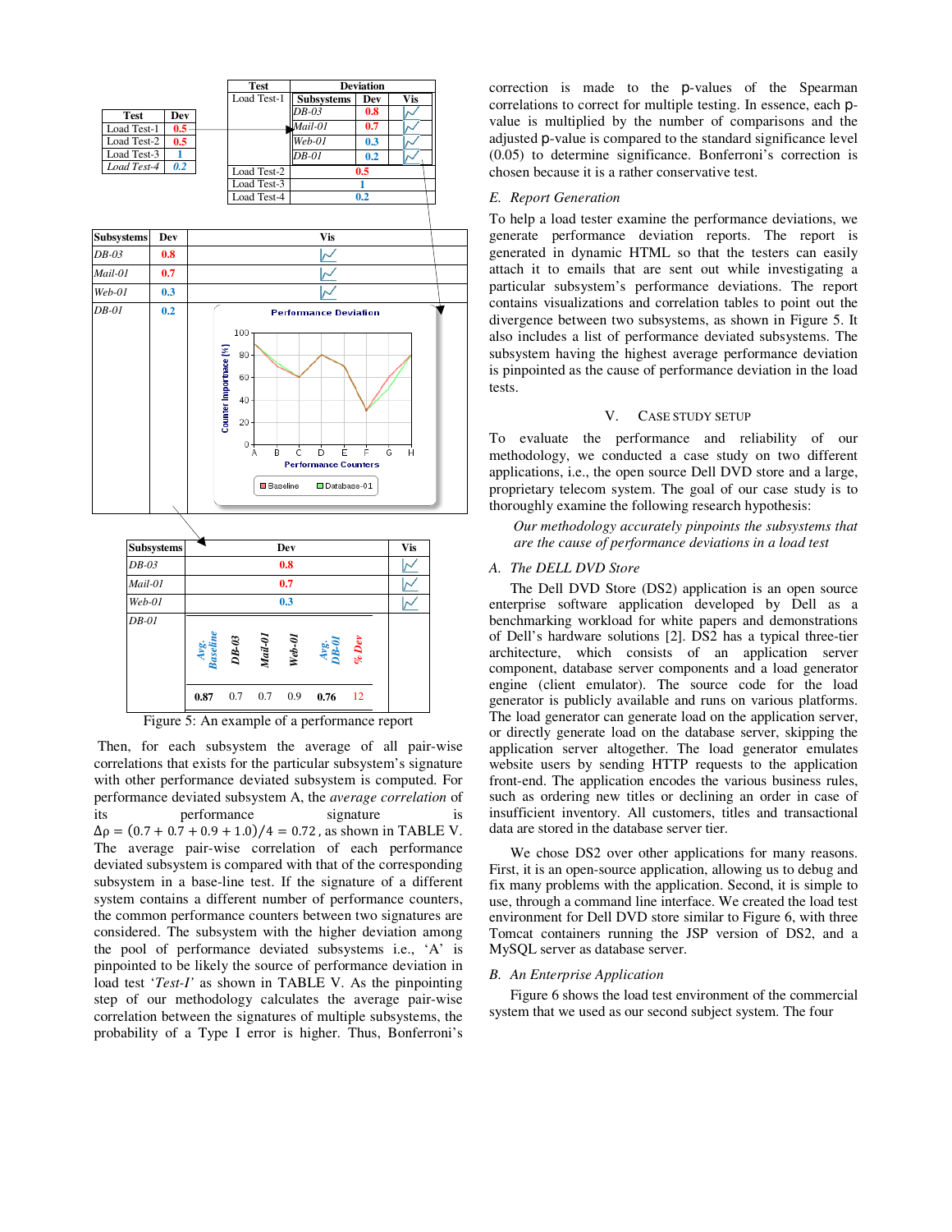Figure 5: An example of a performance report

Then, for each subsystem the average of all pair-wise correlations that exists for the particular subsystem's signature with other performance deviated subsystem is computed. For performance deviated subsystem A, the *average correlation* of its performance signature is $\Delta\rho = (0.7 + 0.7 + 0.9 + 1.0)/4 = 0.72$, as shown in TABLE V. The average pair-wise correlation of each performance deviated subsystem is compared with that of the corresponding subsystem in a base-line test. If the signature of a different system contains a different number of performance counters, the common performance counters between two signatures are considered. The subsystem with the higher deviation among the pool of performance deviated subsystems i.e., 'A' is pinpointed to be likely the source of performance deviation in load test '*Test-1*' as shown in TABLE V. As the pinpointing step of our methodology calculates the average pair-wise correlation between the signatures of multiple subsystems, the probability of a Type I error is higher. Thus, Bonferroni's correction is made to the p-values of the Spearman correlations to correct for multiple testing. In essence, each p-value is multiplied by the number of comparisons and the adjusted p-value is compared to the standard significance level (0.05) to determine significance. Bonferroni's correction is chosen because it is a rather conservative test.

### E. Report Generation

To help a load tester examine the performance deviations, we generate performance deviation reports. The report is generated in dynamic HTML so that the testers can easily attach it to emails that are sent out while investigating a particular subsystem's performance deviations. The report contains visualizations and correlation tables to point out the divergence between two subsystems, as shown in Figure 5. It also includes a list of performance deviated subsystems. The subsystem having the highest average performance deviation is pinpointed as the cause of performance deviation in the load tests.

## V. Case Study Setup

To evaluate the performance and reliability of our methodology, we conducted a case study on two different applications, i.e., the open source Dell DVD store and a large, proprietary telecom system. The goal of our case study is to thoroughly examine the following research hypothesis:

*Our methodology accurately pinpoints the subsystems that are the cause of performance deviations in a load test*

### A. The DELL DVD Store

The Dell DVD Store (DS2) application is an open source enterprise software application developed by Dell as a benchmarking workload for white papers and demonstrations of Dell's hardware solutions [2]. DS2 has a typical three-tier architecture, which consists of an application server component, database server components and a load generator engine (client emulator). The source code for the load generator is publicly available and runs on various platforms. The load generator can generate load on the application server, or directly generate load on the database server, skipping the application server altogether. The load generator emulates website users by sending HTTP requests to the application front-end. The application encodes the various business rules, such as ordering new titles or declining an order in case of insufficient inventory. All customers, titles and transactional data are stored in the database server tier.

We chose DS2 over other applications for many reasons. First, it is an open-source application, allowing us to debug and fix many problems with the application. Second, it is simple to use, through a command line interface. We created the load test environment for Dell DVD store similar to Figure 6, with three Tomcat containers running the JSP version of DS2, and a MySQL server as database server.

### B. An Enterprise Application

Figure 6 shows the load test environment of the commercial system that we used as our second subject system. The four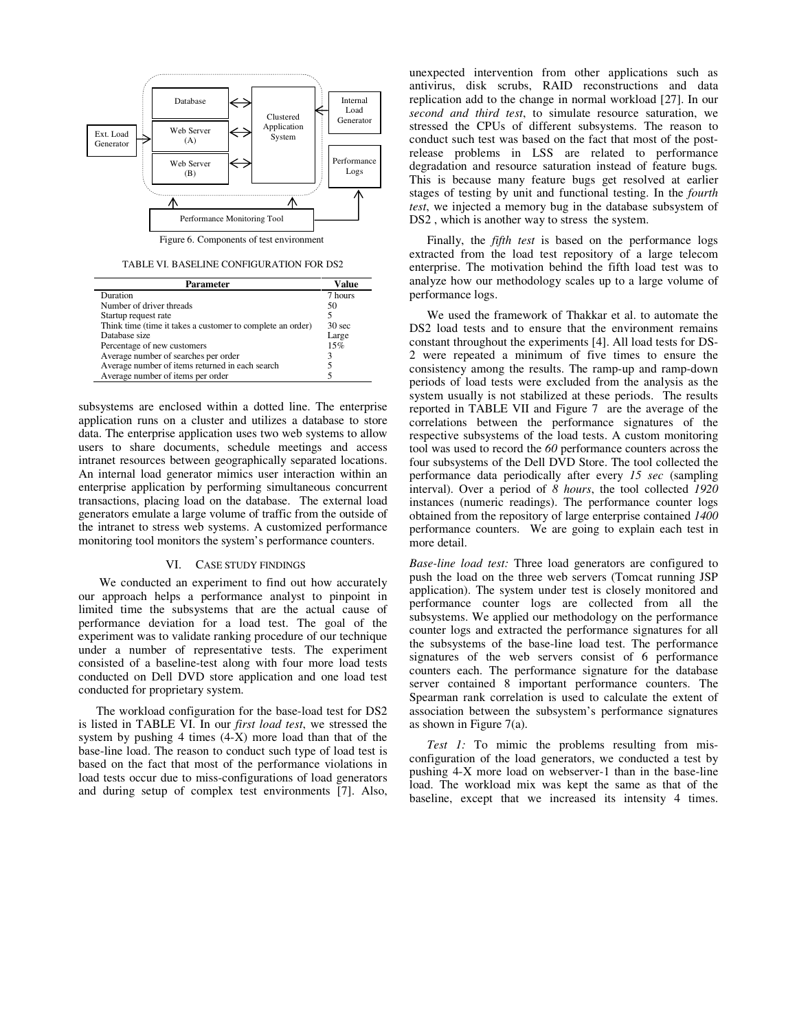Figure 6. Components of test environment

TABLE VI. BASELINE CONFIGURATION FOR DS2

| Parameter | Value |
|---|---|
| Duration | 7 hours |
| Number of driver threads | 50 |
| Startup request rate | 5 |
| Think time (time it takes a customer to complete an order) | 30 sec |
| Database size | Large |
| Percentage of new customers | 15% |
| Average number of searches per order | 3 |
| Average number of items returned in each search | 5 |
| Average number of items per order | 5 |

subsystems are enclosed within a dotted line. The enterprise application runs on a cluster and utilizes a database to store data. The enterprise application uses two web systems to allow users to share documents, schedule meetings and access intranet resources between geographically separated locations. An internal load generator mimics user interaction within an enterprise application by performing simultaneous concurrent transactions, placing load on the database. The external load generators emulate a large volume of traffic from the outside of the intranet to stress web systems. A customized performance monitoring tool monitors the system's performance counters.

## VI. CASE STUDY FINDINGS

We conducted an experiment to find out how accurately our approach helps a performance analyst to pinpoint in limited time the subsystems that are the actual cause of performance deviation for a load test. The goal of the experiment was to validate ranking procedure of our technique under a number of representative tests. The experiment consisted of a baseline-test along with four more load tests conducted on Dell DVD store application and one load test conducted for proprietary system.

The workload configuration for the base-load test for DS2 is listed in TABLE VI. In our *first load test*, we stressed the system by pushing 4 times (4-X) more load than that of the base-line load. The reason to conduct such type of load test is based on the fact that most of the performance violations in load tests occur due to miss-configurations of load generators and during setup of complex test environments [7]. Also, unexpected intervention from other applications such as antivirus, disk scrubs, RAID reconstructions and data replication add to the change in normal workload [27]. In our *second and third test*, to simulate resource saturation, we stressed the CPUs of different subsystems. The reason to conduct such test was based on the fact that most of the post-release problems in LSS are related to performance degradation and resource saturation instead of feature bugs. This is because many feature bugs get resolved at earlier stages of testing by unit and functional testing. In the *fourth test*, we injected a memory bug in the database subsystem of DS2 , which is another way to stress the system.

Finally, the *fifth test* is based on the performance logs extracted from the load test repository of a large telecom enterprise. The motivation behind the fifth load test was to analyze how our methodology scales up to a large volume of performance logs.

We used the framework of Thakkar et al. to automate the DS2 load tests and to ensure that the environment remains constant throughout the experiments [4]. All load tests for DS-2 were repeated a minimum of five times to ensure the consistency among the results. The ramp-up and ramp-down periods of load tests were excluded from the analysis as the system usually is not stabilized at these periods. The results reported in TABLE VII and Figure 7 are the average of the correlations between the performance signatures of the respective subsystems of the load tests. A custom monitoring tool was used to record the *60* performance counters across the four subsystems of the Dell DVD Store. The tool collected the performance data periodically after every *15 sec* (sampling interval). Over a period of *8 hours*, the tool collected *1920* instances (numeric readings). The performance counter logs obtained from the repository of large enterprise contained *1400* performance counters. We are going to explain each test in more detail.

*Base-line load test:* Three load generators are configured to push the load on the three web servers (Tomcat running JSP application). The system under test is closely monitored and performance counter logs are collected from all the subsystems. We applied our methodology on the performance counter logs and extracted the performance signatures for all the subsystems of the base-line load test. The performance signatures of the web servers consist of 6 performance counters each. The performance signature for the database server contained 8 important performance counters. The Spearman rank correlation is used to calculate the extent of association between the subsystem's performance signatures as shown in Figure 7(a).

*Test 1:* To mimic the problems resulting from mis-configuration of the load generators, we conducted a test by pushing 4-X more load on webserver-1 than in the base-line load. The workload mix was kept the same as that of the baseline, except that we increased its intensity 4 times.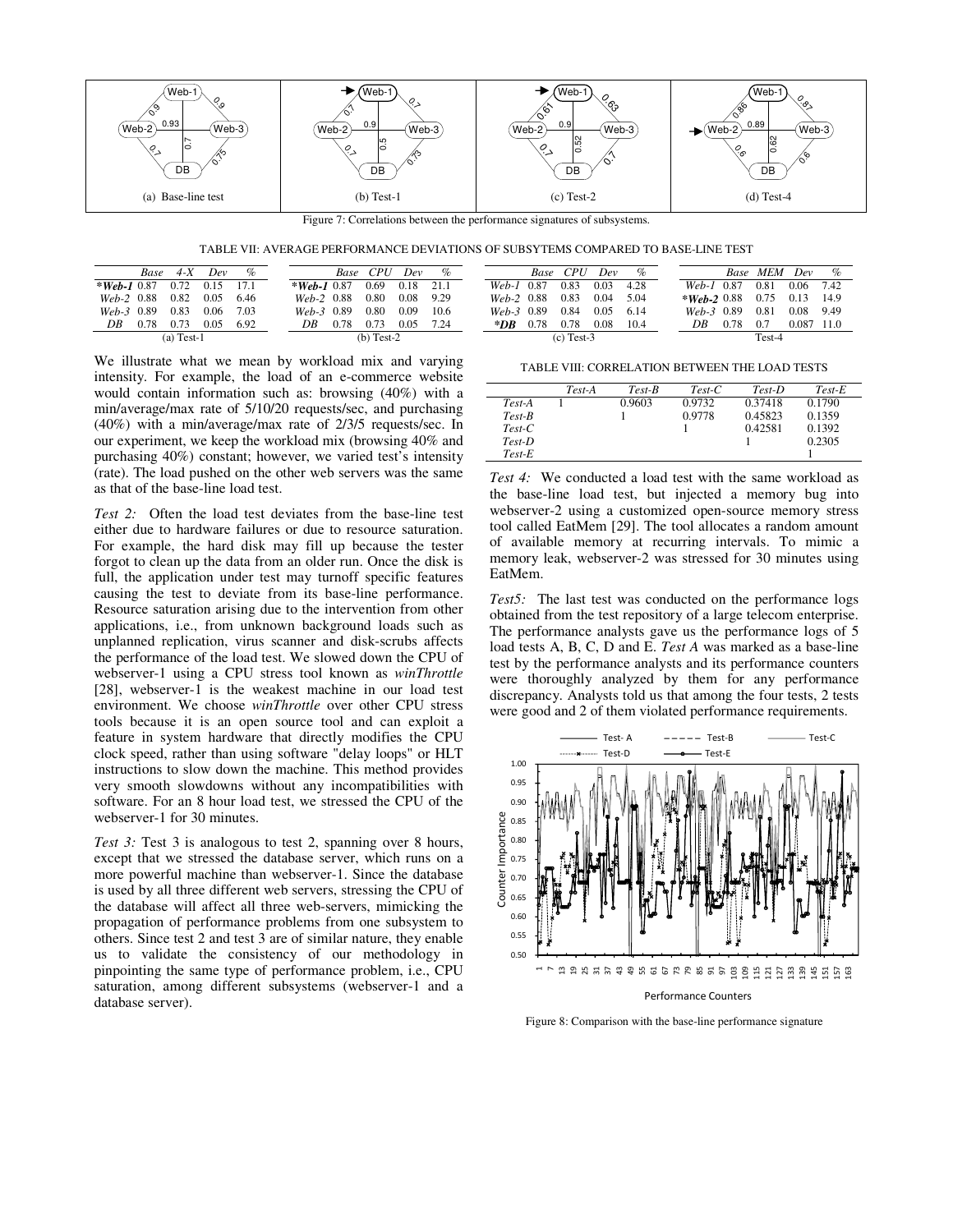Figure 7: Correlations between the performance signatures of subsystems.

TABLE VII: AVERAGE PERFORMANCE DEVIATIONS OF SUBSYTEMS COMPARED TO BASE-LINE TEST

|  | *Base* | *4-X* | *Dev* | *%* |
|---|---|---|---|---|
| ****Web-1*** | 0.87 | 0.72 | 0.15 | 17.1 |
| *Web-2* | 0.88 | 0.82 | 0.05 | 6.46 |
| *Web-3* | 0.89 | 0.83 | 0.06 | 7.03 |
| *DB* | 0.78 | 0.73 | 0.05 | 6.92 |

(a) Test-1

|  | *Base* | *CPU* | *Dev* | *%* |
|---|---|---|---|---|
| ****Web-1*** | 0.87 | 0.69 | 0.18 | 21.1 |
| *Web-2* | 0.88 | 0.80 | 0.08 | 9.29 |
| *Web-3* | 0.89 | 0.80 | 0.09 | 10.6 |
| *DB* | 0.78 | 0.73 | 0.05 | 7.24 |

(b) Test-2

|  | *Base* | *CPU* | *Dev* | *%* |
|---|---|---|---|---|
| *Web-1* | 0.87 | 0.83 | 0.03 | 4.28 |
| *Web-2* | 0.88 | 0.83 | 0.04 | 5.04 |
| *Web-3* | 0.89 | 0.84 | 0.05 | 6.14 |
| ****DB*** | 0.78 | 0.78 | 0.08 | 10.4 |

(c) Test-3

|  | *Base* | *MEM* | *Dev* | *%* |
|---|---|---|---|---|
| *Web-1* | 0.87 | 0.81 | 0.06 | 7.42 |
| ****Web-2*** | 0.88 | 0.75 | 0.13 | 14.9 |
| *Web-3* | 0.89 | 0.81 | 0.08 | 9.49 |
| *DB* | 0.78 | 0.7 | 0.087 | 11.0 |

Test-4

We illustrate what we mean by workload mix and varying intensity. For example, the load of an e-commerce website would contain information such as: browsing (40%) with a min/average/max rate of 5/10/20 requests/sec, and purchasing (40%) with a min/average/max rate of 2/3/5 requests/sec. In our experiment, we keep the workload mix (browsing 40% and purchasing 40%) constant; however, we varied test's intensity (rate). The load pushed on the other web servers was the same as that of the base-line load test.

*Test 2:* Often the load test deviates from the base-line test either due to hardware failures or due to resource saturation. For example, the hard disk may fill up because the tester forgot to clean up the data from an older run. Once the disk is full, the application under test may turnoff specific features causing the test to deviate from its base-line performance. Resource saturation arising due to the intervention from other applications, i.e., from unknown background loads such as unplanned replication, virus scanner and disk-scrubs affects the performance of the load test. We slowed down the CPU of webserver-1 using a CPU stress tool known as *winThrottle* [28], webserver-1 is the weakest machine in our load test environment. We choose *winThrottle* over other CPU stress tools because it is an open source tool and can exploit a feature in system hardware that directly modifies the CPU clock speed, rather than using software "delay loops" or HLT instructions to slow down the machine. This method provides very smooth slowdowns without any incompatibilities with software. For an 8 hour load test, we stressed the CPU of the webserver-1 for 30 minutes.

*Test 3:* Test 3 is analogous to test 2, spanning over 8 hours, except that we stressed the database server, which runs on a more powerful machine than webserver-1. Since the database is used by all three different web servers, stressing the CPU of the database will affect all three web-servers, mimicking the propagation of performance problems from one subsystem to others. Since test 2 and test 3 are of similar nature, they enable us to validate the consistency of our methodology in pinpointing the same type of performance problem, i.e., CPU saturation, among different subsystems (webserver-1 and a database server).

TABLE VIII: CORRELATION BETWEEN THE LOAD TESTS

|  | *Test-A* | *Test-B* | *Test-C* | *Test-D* | *Test-E* |
|---|---|---|---|---|---|
| *Test-A* | 1 | 0.9603 | 0.9732 | 0.37418 | 0.1790 |
| *Test-B* |  | 1 | 0.9778 | 0.45823 | 0.1359 |
| *Test-C* |  |  | 1 | 0.42581 | 0.1392 |
| *Test-D* |  |  |  | 1 | 0.2305 |
| *Test-E* |  |  |  |  | 1 |

*Test 4:* We conducted a load test with the same workload as the base-line load test, but injected a memory bug into webserver-2 using a customized open-source memory stress tool called EatMem [29]. The tool allocates a random amount of available memory at recurring intervals. To mimic a memory leak, webserver-2 was stressed for 30 minutes using EatMem.

*Test5:* The last test was conducted on the performance logs obtained from the test repository of a large telecom enterprise. The performance analysts gave us the performance logs of 5 load tests A, B, C, D and E. *Test A* was marked as a base-line test by the performance analysts and its performance counters were thoroughly analyzed by them for any performance discrepancy. Analysts told us that among the four tests, 2 tests were good and 2 of them violated performance requirements.

Figure 8: Comparison with the base-line performance signature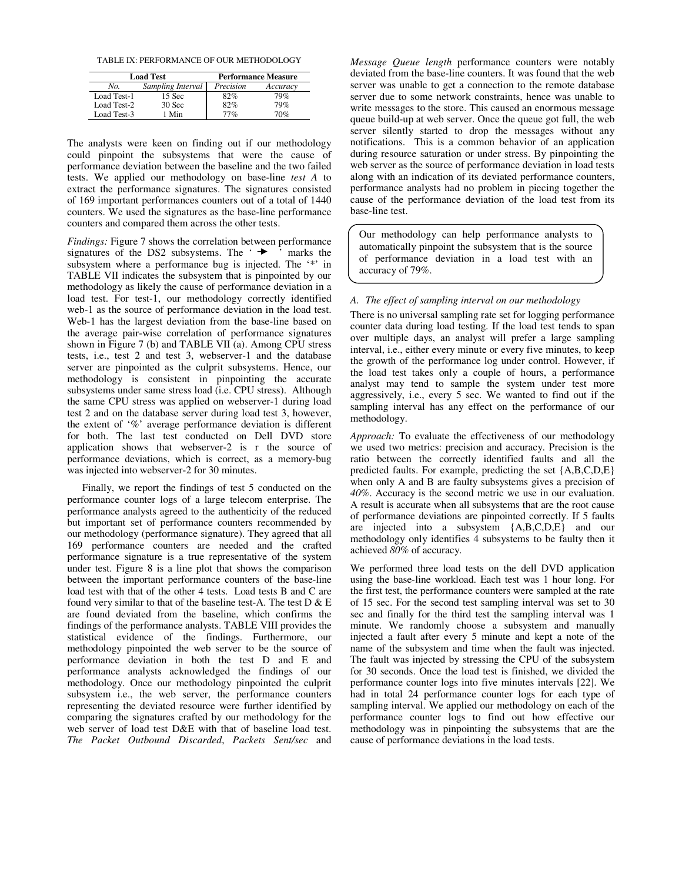TABLE IX: PERFORMANCE OF OUR METHODOLOGY

| Load Test | | Performance Measure | |
|---|---|---|---|
| *No.* | *Sampling Interval* | *Precision* | *Accuracy* |
| Load Test-1 | 15 Sec | 82% | 79% |
| Load Test-2 | 30 Sec | 82% | 79% |
| Load Test-3 | 1 Min | 77% | 70% |

The analysts were keen on finding out if our methodology could pinpoint the subsystems that were the cause of performance deviation between the baseline and the two failed tests. We applied our methodology on base-line *test A* to extract the performance signatures. The signatures consisted of 169 important performances counters out of a total of 1440 counters. We used the signatures as the base-line performance counters and compared them across the other tests.

*Findings:* Figure 7 shows the correlation between performance signatures of the DS2 subsystems. The '➔' marks the subsystem where a performance bug is injected. The '*' in TABLE VII indicates the subsystem that is pinpointed by our methodology as likely the cause of performance deviation in a load test. For test-1, our methodology correctly identified web-1 as the source of performance deviation in the load test. Web-1 has the largest deviation from the base-line based on the average pair-wise correlation of performance signatures shown in Figure 7 (b) and TABLE VII (a). Among CPU stress tests, i.e., test 2 and test 3, webserver-1 and the database server are pinpointed as the culprit subsystems. Hence, our methodology is consistent in pinpointing the accurate subsystems under same stress load (i.e. CPU stress). Although the same CPU stress was applied on webserver-1 during load test 2 and on the database server during load test 3, however, the extent of '%' average performance deviation is different for both. The last test conducted on Dell DVD store application shows that webserver-2 is r the source of performance deviations, which is correct, as a memory-bug was injected into webserver-2 for 30 minutes.

Finally, we report the findings of test 5 conducted on the performance counter logs of a large telecom enterprise. The performance analysts agreed to the authenticity of the reduced but important set of performance counters recommended by our methodology (performance signature). They agreed that all 169 performance counters are needed and the crafted performance signature is a true representative of the system under test. Figure 8 is a line plot that shows the comparison between the important performance counters of the base-line load test with that of the other 4 tests. Load tests B and C are found very similar to that of the baseline test-A. The test D & E are found deviated from the baseline, which confirms the findings of the performance analysts. TABLE VIII provides the statistical evidence of the findings. Furthermore, our methodology pinpointed the web server to be the source of performance deviation in both the test D and E and performance analysts acknowledged the findings of our methodology. Once our methodology pinpointed the culprit subsystem i.e., the web server, the performance counters representing the deviated resource were further identified by comparing the signatures crafted by our methodology for the web server of load test D&E with that of baseline load test. *The Packet Outbound Discarded*, *Packets Sent/sec* and *Message Queue length* performance counters were notably deviated from the base-line counters. It was found that the web server was unable to get a connection to the remote database server due to some network constraints, hence was unable to write messages to the store. This caused an enormous message queue build-up at web server. Once the queue got full, the web server silently started to drop the messages without any notifications. This is a common behavior of an application during resource saturation or under stress. By pinpointing the web server as the source of performance deviation in load tests along with an indication of its deviated performance counters, performance analysts had no problem in piecing together the cause of the performance deviation of the load test from its base-line test.

> Our methodology can help performance analysts to automatically pinpoint the subsystem that is the source of performance deviation in a load test with an accuracy of 79%.

### A. The effect of sampling interval on our methodology

There is no universal sampling rate set for logging performance counter data during load testing. If the load test tends to span over multiple days, an analyst will prefer a large sampling interval, i.e., either every minute or every five minutes, to keep the growth of the performance log under control. However, if the load test takes only a couple of hours, a performance analyst may tend to sample the system under test more aggressively, i.e., every 5 sec. We wanted to find out if the sampling interval has any effect on the performance of our methodology.

*Approach:* To evaluate the effectiveness of our methodology we used two metrics: precision and accuracy. Precision is the ratio between the correctly identified faults and all the predicted faults. For example, predicting the set {A,B,C,D,E} when only A and B are faulty subsystems gives a precision of *40%*. Accuracy is the second metric we use in our evaluation. A result is accurate when all subsystems that are the root cause of performance deviations are pinpointed correctly. If 5 faults are injected into a subsystem {A,B,C,D,E} and our methodology only identifies 4 subsystems to be faulty then it achieved *80%* of accuracy.

We performed three load tests on the dell DVD application using the base-line workload. Each test was 1 hour long. For the first test, the performance counters were sampled at the rate of 15 sec. For the second test sampling interval was set to 30 sec and finally for the third test the sampling interval was 1 minute. We randomly choose a subsystem and manually injected a fault after every 5 minute and kept a note of the name of the subsystem and time when the fault was injected. The fault was injected by stressing the CPU of the subsystem for 30 seconds. Once the load test is finished, we divided the performance counter logs into five minutes intervals [22]. We had in total 24 performance counter logs for each type of sampling interval. We applied our methodology on each of the performance counter logs to find out how effective our methodology was in pinpointing the subsystems that are the cause of performance deviations in the load tests.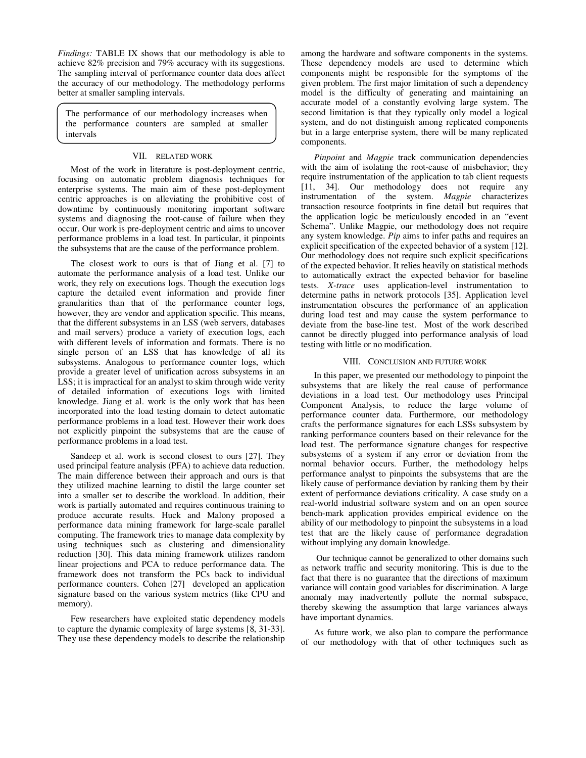*Findings:* TABLE IX shows that our methodology is able to achieve 82% precision and 79% accuracy with its suggestions. The sampling interval of performance counter data does affect the accuracy of our methodology. The methodology performs better at smaller sampling intervals.

> The performance of our methodology increases when the performance counters are sampled at smaller intervals

## VII. RELATED WORK

Most of the work in literature is post-deployment centric, focusing on automatic problem diagnosis techniques for enterprise systems. The main aim of these post-deployment centric approaches is on alleviating the prohibitive cost of downtime by continuously monitoring important software systems and diagnosing the root-cause of failure when they occur. Our work is pre-deployment centric and aims to uncover performance problems in a load test. In particular, it pinpoints the subsystems that are the cause of the performance problem.

The closest work to ours is that of Jiang et al. [7] to automate the performance analysis of a load test. Unlike our work, they rely on executions logs. Though the execution logs capture the detailed event information and provide finer granularities than that of the performance counter logs, however, they are vendor and application specific. This means, that the different subsystems in an LSS (web servers, databases and mail servers) produce a variety of execution logs, each with different levels of information and formats. There is no single person of an LSS that has knowledge of all its subsystems. Analogous to performance counter logs, which provide a greater level of unification across subsystems in an LSS; it is impractical for an analyst to skim through wide verity of detailed information of executions logs with limited knowledge. Jiang et al. work is the only work that has been incorporated into the load testing domain to detect automatic performance problems in a load test. However their work does not explicitly pinpoint the subsystems that are the cause of performance problems in a load test.

Sandeep et al. work is second closest to ours [27]. They used principal feature analysis (PFA) to achieve data reduction. The main difference between their approach and ours is that they utilized machine learning to distil the large counter set into a smaller set to describe the workload. In addition, their work is partially automated and requires continuous training to produce accurate results. Huck and Malony proposed a performance data mining framework for large-scale parallel computing. The framework tries to manage data complexity by using techniques such as clustering and dimensionality reduction [30]. This data mining framework utilizes random linear projections and PCA to reduce performance data. The framework does not transform the PCs back to individual performance counters. Cohen [27] developed an application signature based on the various system metrics (like CPU and memory).

Few researchers have exploited static dependency models to capture the dynamic complexity of large systems [8, 31-33]. They use these dependency models to describe the relationship among the hardware and software components in the systems. These dependency models are used to determine which components might be responsible for the symptoms of the given problem. The first major limitation of such a dependency model is the difficulty of generating and maintaining an accurate model of a constantly evolving large system. The second limitation is that they typically only model a logical system, and do not distinguish among replicated components but in a large enterprise system, there will be many replicated components.

*Pinpoint* and *Magpie* track communication dependencies with the aim of isolating the root-cause of misbehavior; they require instrumentation of the application to tab client requests [11, 34]. Our methodology does not require any instrumentation of the system. *Magpie* characterizes transaction resource footprints in fine detail but requires that the application logic be meticulously encoded in an "event Schema". Unlike Magpie, our methodology does not require any system knowledge. *Pip* aims to infer paths and requires an explicit specification of the expected behavior of a system [12]. Our methodology does not require such explicit specifications of the expected behavior. It relies heavily on statistical methods to automatically extract the expected behavior for baseline tests. *X-trace* uses application-level instrumentation to determine paths in network protocols [35]. Application level instrumentation obscures the performance of an application during load test and may cause the system performance to deviate from the base-line test. Most of the work described cannot be directly plugged into performance analysis of load testing with little or no modification.

## VIII. CONCLUSION AND FUTURE WORK

In this paper, we presented our methodology to pinpoint the subsystems that are likely the real cause of performance deviations in a load test. Our methodology uses Principal Component Analysis, to reduce the large volume of performance counter data. Furthermore, our methodology crafts the performance signatures for each LSSs subsystem by ranking performance counters based on their relevance for the load test. The performance signature changes for respective subsystems of a system if any error or deviation from the normal behavior occurs. Further, the methodology helps performance analyst to pinpoints the subsystems that are the likely cause of performance deviation by ranking them by their extent of performance deviations criticality. A case study on a real-world industrial software system and on an open source bench-mark application provides empirical evidence on the ability of our methodology to pinpoint the subsystems in a load test that are the likely cause of performance degradation without implying any domain knowledge.

Our technique cannot be generalized to other domains such as network traffic and security monitoring. This is due to the fact that there is no guarantee that the directions of maximum variance will contain good variables for discrimination. A large anomaly may inadvertently pollute the normal subspace, thereby skewing the assumption that large variances always have important dynamics.

As future work, we also plan to compare the performance of our methodology with that of other techniques such as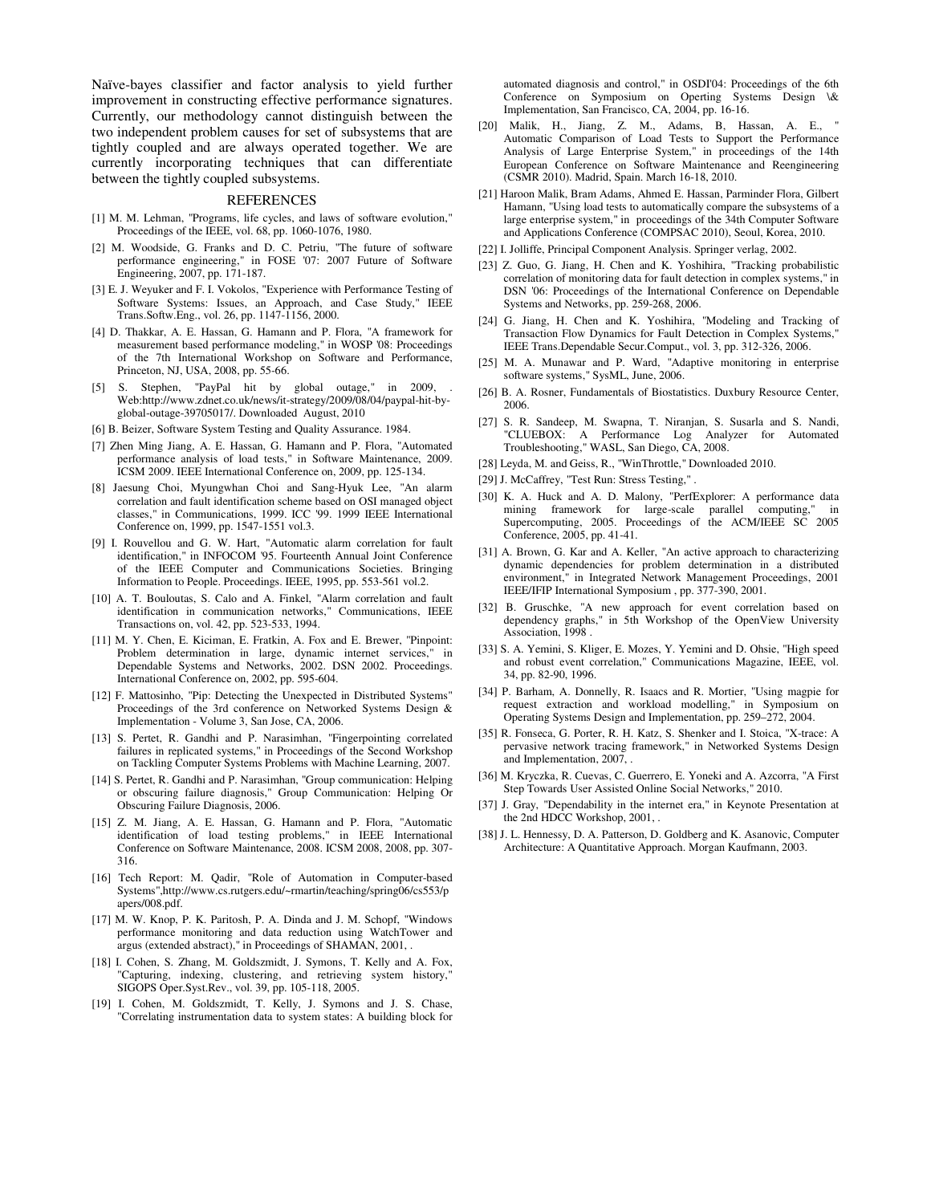Naïve-bayes classifier and factor analysis to yield further improvement in constructing effective performance signatures. Currently, our methodology cannot distinguish between the two independent problem causes for set of subsystems that are tightly coupled and are always operated together. We are currently incorporating techniques that can differentiate between the tightly coupled subsystems.

## REFERENCES

[1] M. M. Lehman, "Programs, life cycles, and laws of software evolution," Proceedings of the IEEE, vol. 68, pp. 1060-1076, 1980.

[2] M. Woodside, G. Franks and D. C. Petriu, "The future of software performance engineering," in FOSE '07: 2007 Future of Software Engineering, 2007, pp. 171-187.

[3] E. J. Weyuker and F. I. Vokolos, "Experience with Performance Testing of Software Systems: Issues, an Approach, and Case Study," IEEE Trans.Softw.Eng., vol. 26, pp. 1147-1156, 2000.

[4] D. Thakkar, A. E. Hassan, G. Hamann and P. Flora, "A framework for measurement based performance modeling," in WOSP '08: Proceedings of the 7th International Workshop on Software and Performance, Princeton, NJ, USA, 2008, pp. 55-66.

[5] S. Stephen, "PayPal hit by global outage," in 2009, . Web:http://www.zdnet.co.uk/news/it-strategy/2009/08/04/paypal-hit-by-global-outage-39705017/. Downloaded August, 2010

[6] B. Beizer, Software System Testing and Quality Assurance. 1984.

[7] Zhen Ming Jiang, A. E. Hassan, G. Hamann and P. Flora, "Automated performance analysis of load tests," in Software Maintenance, 2009. ICSM 2009. IEEE International Conference on, 2009, pp. 125-134.

[8] Jaesung Choi, Myungwhan Choi and Sang-Hyuk Lee, "An alarm correlation and fault identification scheme based on OSI managed object classes," in Communications, 1999. ICC '99. 1999 IEEE International Conference on, 1999, pp. 1547-1551 vol.3.

[9] I. Rouvellou and G. W. Hart, "Automatic alarm correlation for fault identification," in INFOCOM '95. Fourteenth Annual Joint Conference of the IEEE Computer and Communications Societies. Bringing Information to People. Proceedings. IEEE, 1995, pp. 553-561 vol.2.

[10] A. T. Bouloutas, S. Calo and A. Finkel, "Alarm correlation and fault identification in communication networks," Communications, IEEE Transactions on, vol. 42, pp. 523-533, 1994.

[11] M. Y. Chen, E. Kiciman, E. Fratkin, A. Fox and E. Brewer, "Pinpoint: Problem determination in large, dynamic internet services," in Dependable Systems and Networks, 2002. DSN 2002. Proceedings. International Conference on, 2002, pp. 595-604.

[12] F. Mattosinho, "Pip: Detecting the Unexpected in Distributed Systems" Proceedings of the 3rd conference on Networked Systems Design & Implementation - Volume 3, San Jose, CA, 2006.

[13] S. Pertet, R. Gandhi and P. Narasimhan, "Fingerpointing correlated failures in replicated systems," in Proceedings of the Second Workshop on Tackling Computer Systems Problems with Machine Learning, 2007.

[14] S. Pertet, R. Gandhi and P. Narasimhan, "Group communication: Helping or obscuring failure diagnosis," Group Communication: Helping Or Obscuring Failure Diagnosis, 2006.

[15] Z. M. Jiang, A. E. Hassan, G. Hamann and P. Flora, "Automatic identification of load testing problems," in IEEE International Conference on Software Maintenance, 2008. ICSM 2008, 2008, pp. 307-316.

[16] Tech Report: M. Qadir, "Role of Automation in Computer-based Systems",http://www.cs.rutgers.edu/~rmartin/teaching/spring06/cs553/papers/008.pdf.

[17] M. W. Knop, P. K. Paritosh, P. A. Dinda and J. M. Schopf, "Windows performance monitoring and data reduction using WatchTower and argus (extended abstract)," in Proceedings of SHAMAN, 2001, .

[18] I. Cohen, S. Zhang, M. Goldszmidt, J. Symons, T. Kelly and A. Fox, "Capturing, indexing, clustering, and retrieving system history," SIGOPS Oper.Syst.Rev., vol. 39, pp. 105-118, 2005.

[19] I. Cohen, M. Goldszmidt, T. Kelly, J. Symons and J. S. Chase, "Correlating instrumentation data to system states: A building block for automated diagnosis and control," in OSDI'04: Proceedings of the 6th Conference on Symposium on Operting Systems Design \& Implementation, San Francisco, CA, 2004, pp. 16-16.

[20] Malik, H., Jiang, Z. M., Adams, B, Hassan, A. E., " Automatic Comparison of Load Tests to Support the Performance Analysis of Large Enterprise System," in proceedings of the 14th European Conference on Software Maintenance and Reengineering (CSMR 2010). Madrid, Spain. March 16-18, 2010.

[21] Haroon Malik, Bram Adams, Ahmed E. Hassan, Parminder Flora, Gilbert Hamann, "Using load tests to automatically compare the subsystems of a large enterprise system," in proceedings of the 34th Computer Software and Applications Conference (COMPSAC 2010), Seoul, Korea, 2010.

[22] I. Jolliffe, Principal Component Analysis. Springer verlag, 2002.

[23] Z. Guo, G. Jiang, H. Chen and K. Yoshihira, "Tracking probabilistic correlation of monitoring data for fault detection in complex systems," in DSN '06: Proceedings of the International Conference on Dependable Systems and Networks, pp. 259-268, 2006.

[24] G. Jiang, H. Chen and K. Yoshihira, "Modeling and Tracking of Transaction Flow Dynamics for Fault Detection in Complex Systems," IEEE Trans.Dependable Secur.Comput., vol. 3, pp. 312-326, 2006.

[25] M. A. Munawar and P. Ward, "Adaptive monitoring in enterprise software systems," SysML, June, 2006.

[26] B. A. Rosner, Fundamentals of Biostatistics. Duxbury Resource Center, 2006.

[27] S. R. Sandeep, M. Swapna, T. Niranjan, S. Susarla and S. Nandi, "CLUEBOX: A Performance Log Analyzer for Automated Troubleshooting," WASL, San Diego, CA, 2008.

[28] Leyda, M. and Geiss, R., "WinThrottle," Downloaded 2010.

[29] J. McCaffrey, "Test Run: Stress Testing," .

[30] K. A. Huck and A. D. Malony, "PerfExplorer: A performance data mining framework for large-scale parallel computing," in Supercomputing, 2005. Proceedings of the ACM/IEEE SC 2005 Conference, 2005, pp. 41-41.

[31] A. Brown, G. Kar and A. Keller, "An active approach to characterizing dynamic dependencies for problem determination in a distributed environment," in Integrated Network Management Proceedings, 2001 IEEE/IFIP International Symposium , pp. 377-390, 2001.

[32] B. Gruschke, "A new approach for event correlation based on dependency graphs," in 5th Workshop of the OpenView University Association, 1998 .

[33] S. A. Yemini, S. Kliger, E. Mozes, Y. Yemini and D. Ohsie, "High speed and robust event correlation," Communications Magazine, IEEE, vol. 34, pp. 82-90, 1996.

[34] P. Barham, A. Donnelly, R. Isaacs and R. Mortier, "Using magpie for request extraction and workload modelling," in Symposium on Operating Systems Design and Implementation, pp. 259–272, 2004.

[35] R. Fonseca, G. Porter, R. H. Katz, S. Shenker and I. Stoica, "X-trace: A pervasive network tracing framework," in Networked Systems Design and Implementation, 2007, .

[36] M. Kryczka, R. Cuevas, C. Guerrero, E. Yoneki and A. Azcorra, "A First Step Towards User Assisted Online Social Networks," 2010.

[37] J. Gray, "Dependability in the internet era," in Keynote Presentation at the 2nd HDCC Workshop, 2001, .

[38] J. L. Hennessy, D. A. Patterson, D. Goldberg and K. Asanovic, Computer Architecture: A Quantitative Approach. Morgan Kaufmann, 2003.